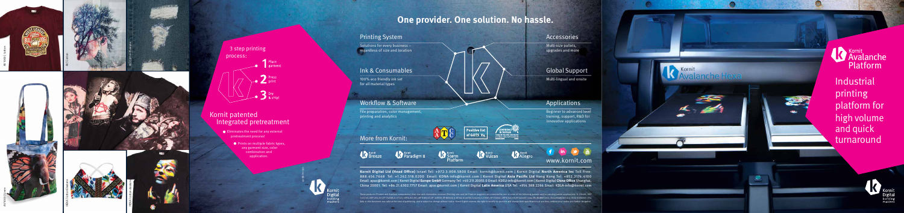3 step printing process:

1. Place garment
2. Press print
3. Dry & ship!

## Kornit patented Integrated pretreatment

- Eliminates the need for any external pretreatment process!
- Prints on multiple fabric types, any garment size, color combination and application.

# One provider. One solution. No hassle.

### Printing System

Solutions for every business – regardless of size and location

### Ink & Consumables

100% eco friendly ink set for all material types

### Workflow & Software

File preparation, color management, printing and analytics

### Accessories

Multi-size pallets, upgrades and more

### Global Support

Multi-lingual and onsite

### Applications

Beginner to advanced level training, support, R&D for innovative applications

### More from Kornit:

Kornit Breeze | Kornit Paradigm II | Kornit Storm Platform | Kornit Vulcan | Kornit Allegro

www.kornit.com

**Kornit Digital Ltd (Head Office)** Israel Tel: +972.3.908.5800 Email: kornit@kornit.com | Kornit Digital **North America Inc** Toll Free: 888.456.7648 Tel: +1.262.518.0200 Email: KDNA-info@kornit.com | Kornit Digital **Asia Pacific Ltd** Hong Kong Tel: +852.2174.6100 Email: apac@kornit.com | Kornit Digital **Europe GmbH** Germany Tel: +49.211.20055.0 Email: KDEU-info@kornit.com | Kornit Digital **China Office** Shanghai, China 20001 Tel: +86.21.6302.7757 Email: apac@kornit.com | Kornit Digital **Latin America** USA Tel: +954.388.2266 Email: KDLA-info@kornit.com

Kornit Avalanche Hexa

## Kornit Avalanche Platform

Industrial printing platform for high volume and quick turnaround

Kornit Digital bonding matters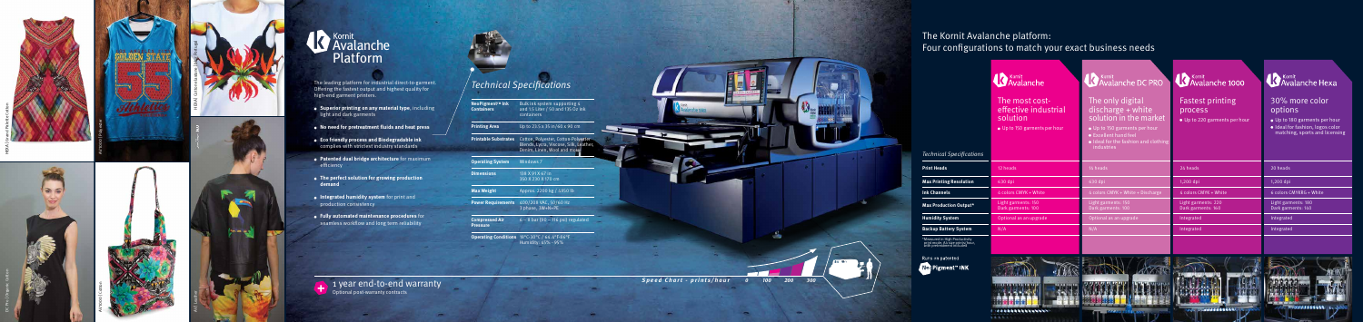# Kornit Avalanche Platform

The leading platform for industrial direct-to-garment. Offering the fastest output and highest quality for high-end garment printers.

- **Superior printing on any material type**, including light and dark garments
- **No need for pretreatment fluids and heat press**
- **Eco friendly process and Biodegradable ink** complies with strictest industry standards
- **Patented dual bridge architecture** for maximum efficiency
- **The perfect solution for growing production demand**
- **Integrated humidity system** for print and production consistency
- **Fully automated maintenance procedures** for seamless workflow and long-term reliability

1 year end-to-end warranty
Optional post-warranty contracts

## Technical Specifications

| | |
|---|---|
| **NeoPigment™ Ink Containers** | Bulk ink system supporting 4 and 5 Liter / 50 and 135 Oz ink containers |
| **Printing Area** | Up to 23.5 x 35 in / 60 x 90 cm |
| **Printable Substrates** | Cotton, Polyester, Cotton-Polyester Blends, Lycra, Viscose, Silk, Leather, Denim, Linen, Wool and more |
| **Operating System** | Windows 7 |
| **Dimensions** | 138 X 91 X 67 in 350 X 230 X 170 cm |
| **Max Weight** | Approx. 3200 kg / 1350 lb |
| **Power Requirements** | 400/ 230 VAC, 50/60 Hz 3 phase, 3W+N+PE |
| **Compressed Air Pressure** | 6 – 8 bar (90 – 116 psi) regulated |
| **Operating Conditions** | 18°C-30°C / 64.4°F-86°F Humidity: 65% - 95% |

Speed Chart - prints/hour
0 100 200 300

## The Kornit Avalanche platform: Four configurations to match your exact business needs

| *Technical Specifications* | Kornit Avalanche | Kornit Avalanche DC PRO | Kornit Avalanche 1000 | Kornit Avalanche Hexa |
|---|---|---|---|---|
| | **The most cost-effective industrial solution** | **The only digital discharge + white solution in the market** | **Fastest printing process** | **30% more color options** |
| | • Up to 150 garments per hour | • Up to 150 garments per hour • Excellent hand feel • Ideal for the fashion and clothing industries | • Up to 220 garments per hour | • Up to 180 garments per hour • Ideal for fashion, logos color matching, sports and licensing |
| **Print Heads** | 12 heads | 14 heads | 24 heads | 20 heads |
| **Max Printing Resolution** | 630 dpi | 630 dpi | 1,200 dpi | 1,200 dpi |
| **Ink Channels** | 4 colors CMYK + White | 4 colors CMYK + White + Discharge | 4 colors CMYK + White | 6 colors CMYKRG + White |
| **Max Production Output*** | Light garments: 150 Dark garments: 100 | Light garments: 150 Dark garments: 100 | Light garments: 220 Dark garments: 160 | Light garments: 180 Dark garments: 140 |
| **Humidity System** | Optional as an upgrade | Optional as an upgrade | Integrated | Integrated |
| **Backup Battery System** | N/A | N/A | Integrated | Integrated |

*Measured in High Productivity print mode. Pre-operation, loading, and unloading time is excluded.

Runs on patented NeoPigment™ INK